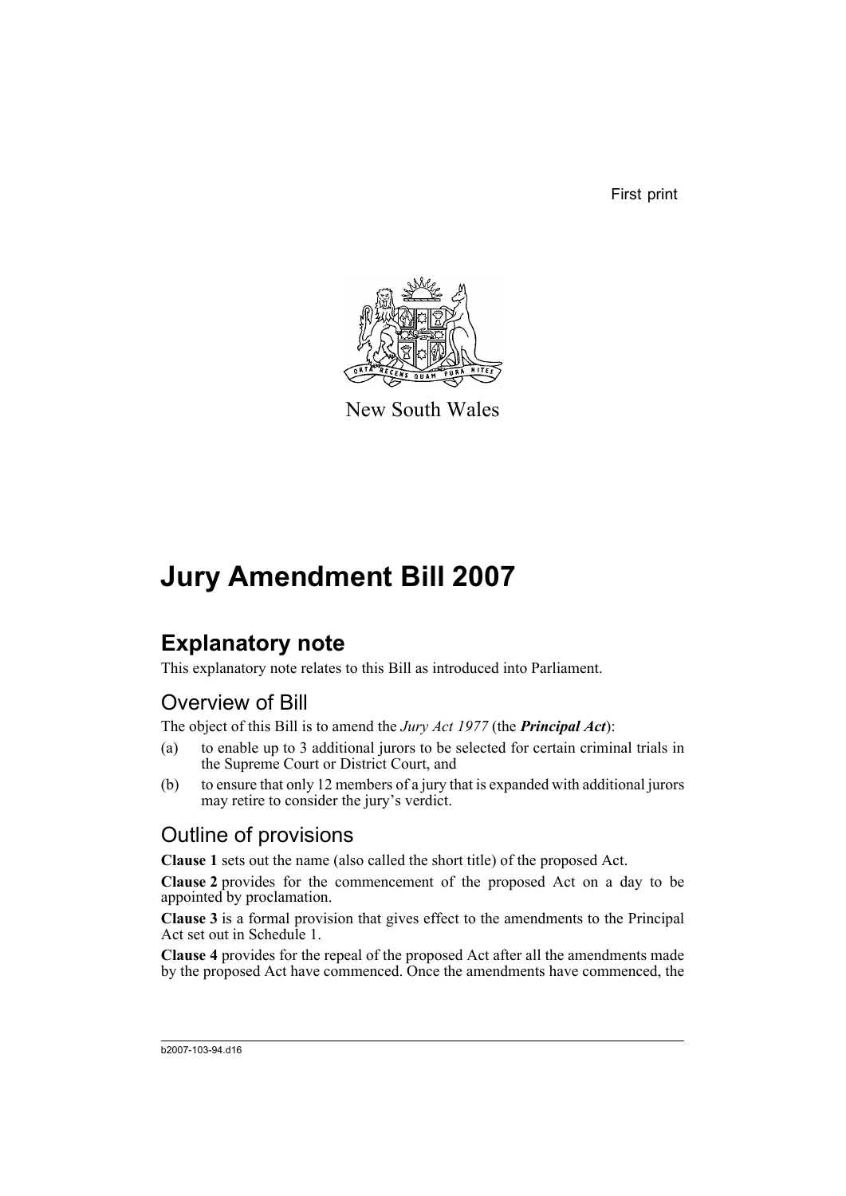First print

New South Wales

# Jury Amendment Bill 2007

## Explanatory note

This explanatory note relates to this Bill as introduced into Parliament.

### Overview of Bill

The object of this Bill is to amend the *Jury Act 1977* (the ***Principal Act***):

(a) to enable up to 3 additional jurors to be selected for certain criminal trials in the Supreme Court or District Court, and

(b) to ensure that only 12 members of a jury that is expanded with additional jurors may retire to consider the jury's verdict.

### Outline of provisions

**Clause 1** sets out the name (also called the short title) of the proposed Act.

**Clause 2** provides for the commencement of the proposed Act on a day to be appointed by proclamation.

**Clause 3** is a formal provision that gives effect to the amendments to the Principal Act set out in Schedule 1.

**Clause 4** provides for the repeal of the proposed Act after all the amendments made by the proposed Act have commenced. Once the amendments have commenced, the

b2007-103-94.d16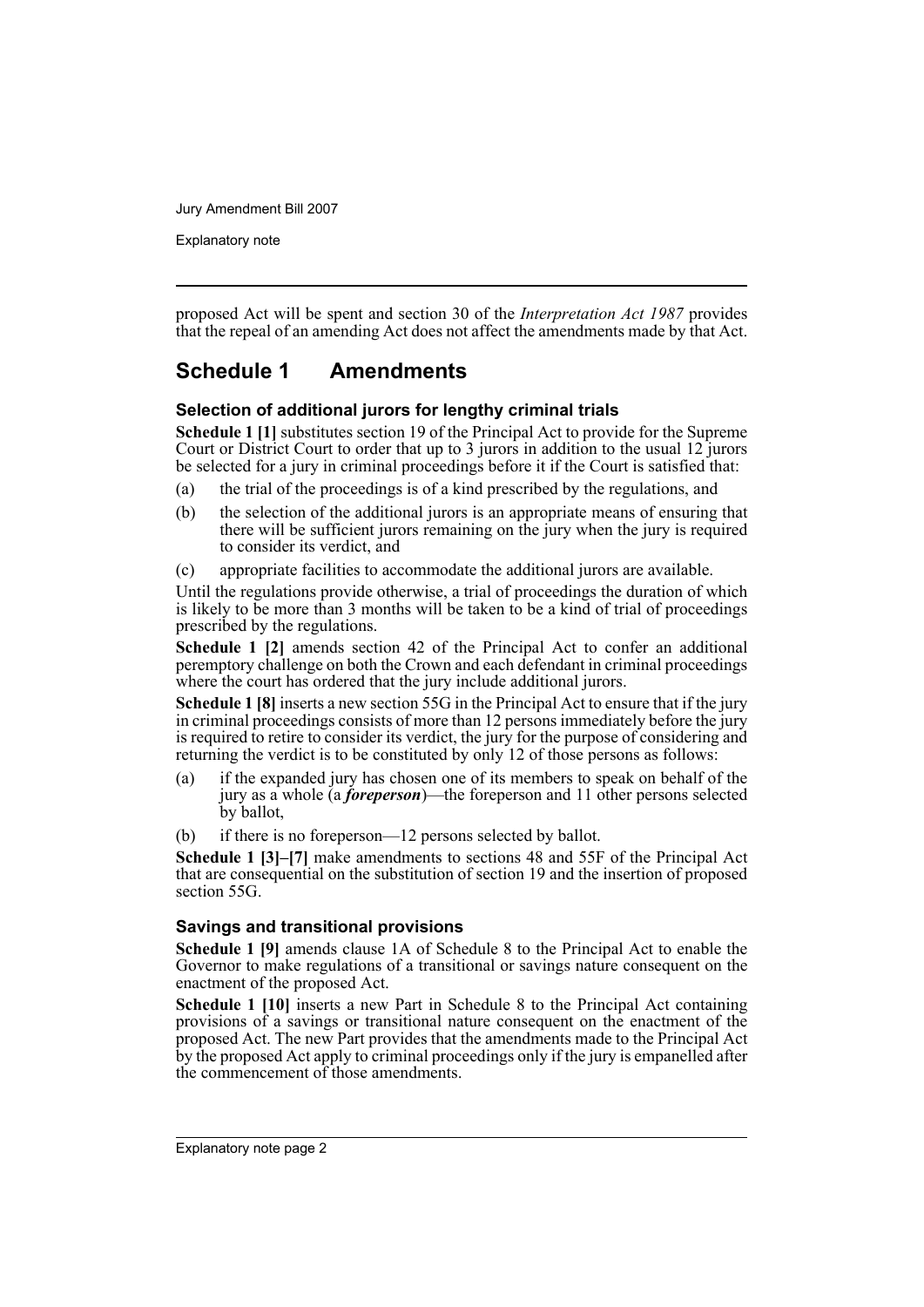proposed Act will be spent and section 30 of the *Interpretation Act 1987* provides that the repeal of an amending Act does not affect the amendments made by that Act.

## Schedule 1 Amendments

### Selection of additional jurors for lengthy criminal trials

**Schedule 1 [1]** substitutes section 19 of the Principal Act to provide for the Supreme Court or District Court to order that up to 3 jurors in addition to the usual 12 jurors be selected for a jury in criminal proceedings before it if the Court is satisfied that:

(a) the trial of the proceedings is of a kind prescribed by the regulations, and

(b) the selection of the additional jurors is an appropriate means of ensuring that there will be sufficient jurors remaining on the jury when the jury is required to consider its verdict, and

(c) appropriate facilities to accommodate the additional jurors are available.

Until the regulations provide otherwise, a trial of proceedings the duration of which is likely to be more than 3 months will be taken to be a kind of trial of proceedings prescribed by the regulations.

**Schedule 1 [2]** amends section 42 of the Principal Act to confer an additional peremptory challenge on both the Crown and each defendant in criminal proceedings where the court has ordered that the jury include additional jurors.

**Schedule 1 [8]** inserts a new section 55G in the Principal Act to ensure that if the jury in criminal proceedings consists of more than 12 persons immediately before the jury is required to retire to consider its verdict, the jury for the purpose of considering and returning the verdict is to be constituted by only 12 of those persons as follows:

(a) if the expanded jury has chosen one of its members to speak on behalf of the jury as a whole (a ***foreperson***)—the foreperson and 11 other persons selected by ballot,

(b) if there is no foreperson—12 persons selected by ballot.

**Schedule 1 [3]–[7]** make amendments to sections 48 and 55F of the Principal Act that are consequential on the substitution of section 19 and the insertion of proposed section 55G.

### Savings and transitional provisions

**Schedule 1 [9]** amends clause 1A of Schedule 8 to the Principal Act to enable the Governor to make regulations of a transitional or savings nature consequent on the enactment of the proposed Act.

**Schedule 1 [10]** inserts a new Part in Schedule 8 to the Principal Act containing provisions of a savings or transitional nature consequent on the enactment of the proposed Act. The new Part provides that the amendments made to the Principal Act by the proposed Act apply to criminal proceedings only if the jury is empanelled after the commencement of those amendments.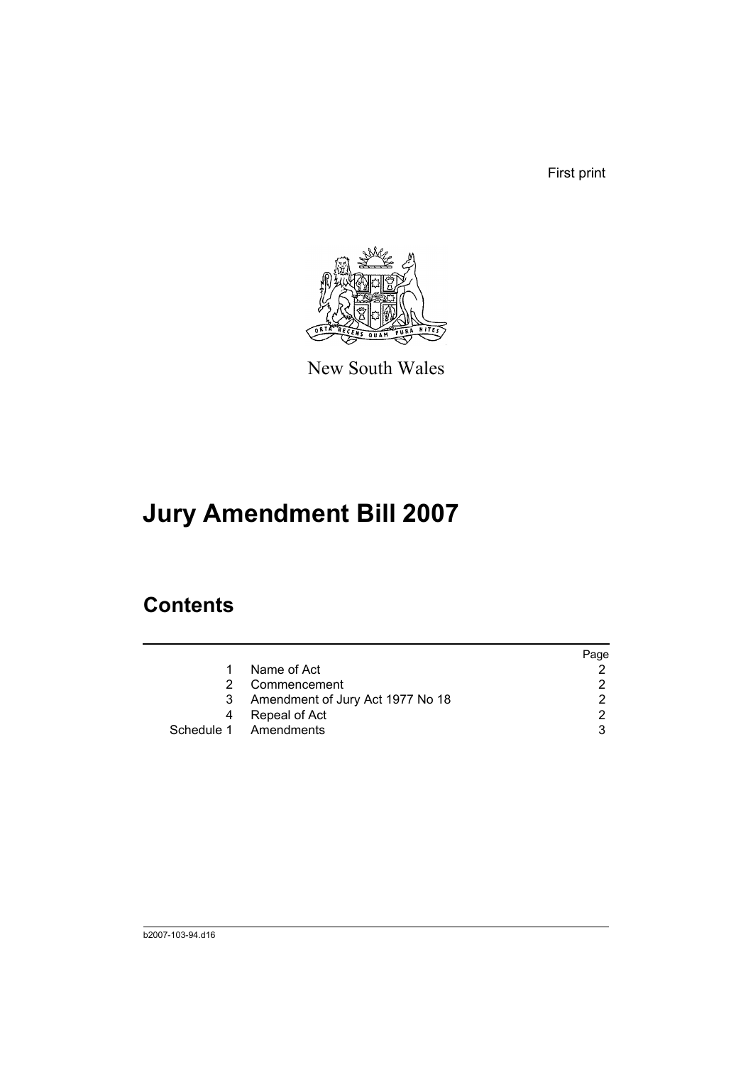First print

New South Wales

# Jury Amendment Bill 2007

## Contents

| | | Page |
|---|---|---|
| 1 | Name of Act | 2 |
| 2 | Commencement | 2 |
| 3 | Amendment of Jury Act 1977 No 18 | 2 |
| 4 | Repeal of Act | 2 |
| Schedule 1 | Amendments | 3 |

b2007-103-94.d16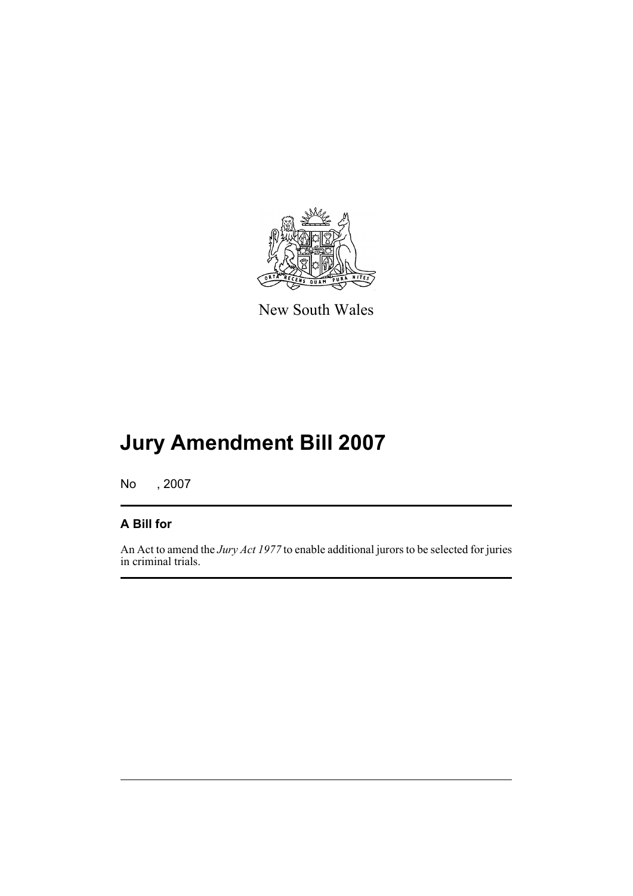New South Wales

# Jury Amendment Bill 2007

No , 2007

## A Bill for

An Act to amend the *Jury Act 1977* to enable additional jurors to be selected for juries in criminal trials.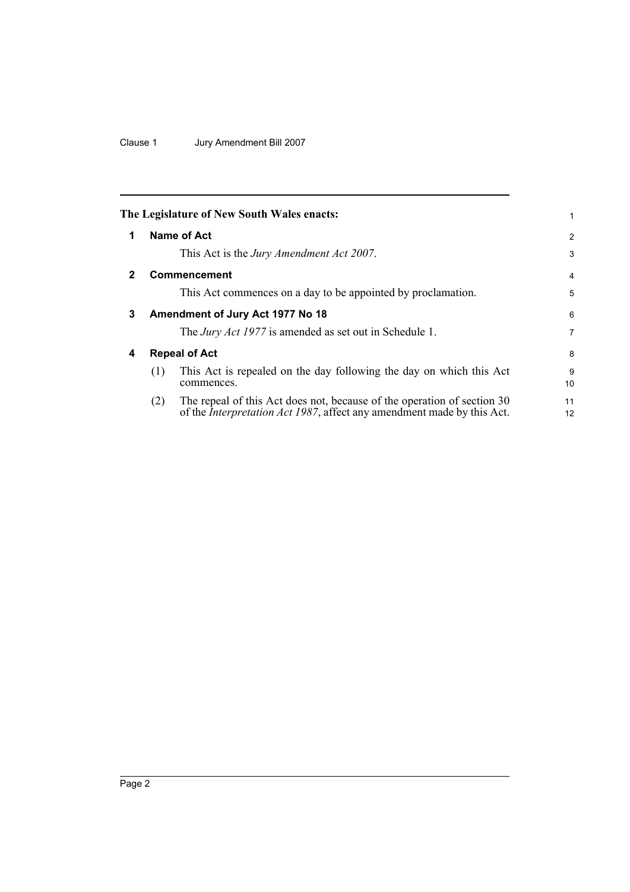The Legislature of New South Wales enacts:

## 1 Name of Act

This Act is the *Jury Amendment Act 2007*.

## 2 Commencement

This Act commences on a day to be appointed by proclamation.

## 3 Amendment of Jury Act 1977 No 18

The *Jury Act 1977* is amended as set out in Schedule 1.

## 4 Repeal of Act

(1) This Act is repealed on the day following the day on which this Act commences.

(2) The repeal of this Act does not, because of the operation of section 30 of the *Interpretation Act 1987*, affect any amendment made by this Act.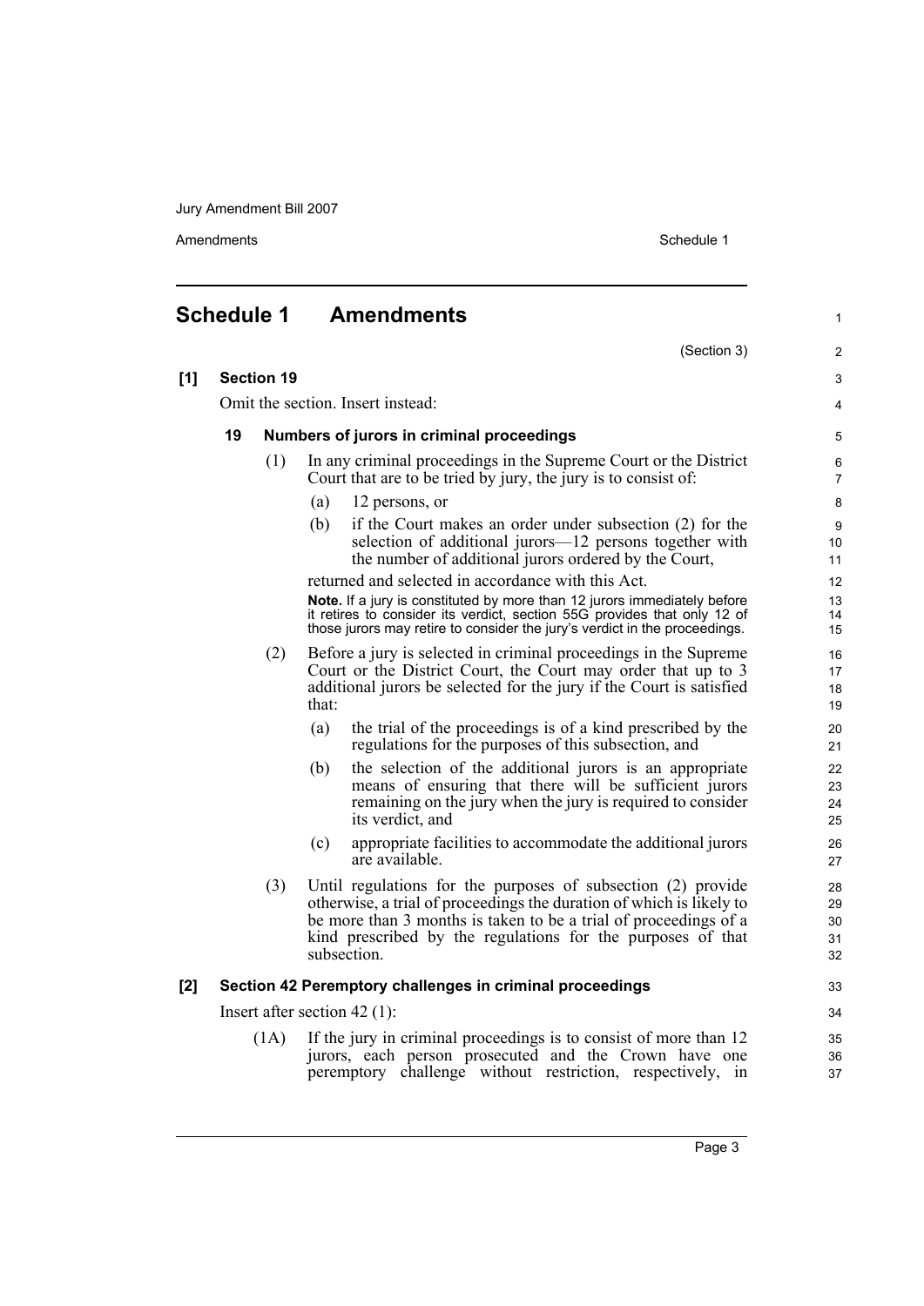# Schedule 1 Amendments

(Section 3)

**[1] Section 19**

Omit the section. Insert instead:

**19 Numbers of jurors in criminal proceedings**

(1) In any criminal proceedings in the Supreme Court or the District Court that are to be tried by jury, the jury is to consist of:

(a) 12 persons, or

(b) if the Court makes an order under subsection (2) for the selection of additional jurors—12 persons together with the number of additional jurors ordered by the Court,

returned and selected in accordance with this Act.

**Note.** If a jury is constituted by more than 12 jurors immediately before it retires to consider its verdict, section 55G provides that only 12 of those jurors may retire to consider the jury's verdict in the proceedings.

(2) Before a jury is selected in criminal proceedings in the Supreme Court or the District Court, the Court may order that up to 3 additional jurors be selected for the jury if the Court is satisfied that:

(a) the trial of the proceedings is of a kind prescribed by the regulations for the purposes of this subsection, and

(b) the selection of the additional jurors is an appropriate means of ensuring that there will be sufficient jurors remaining on the jury when the jury is required to consider its verdict, and

(c) appropriate facilities to accommodate the additional jurors are available.

(3) Until regulations for the purposes of subsection (2) provide otherwise, a trial of proceedings the duration of which is likely to be more than 3 months is taken to be a trial of proceedings of a kind prescribed by the regulations for the purposes of that subsection.

**[2] Section 42 Peremptory challenges in criminal proceedings**

Insert after section 42 (1):

(1A) If the jury in criminal proceedings is to consist of more than 12 jurors, each person prosecuted and the Crown have one peremptory challenge without restriction, respectively, in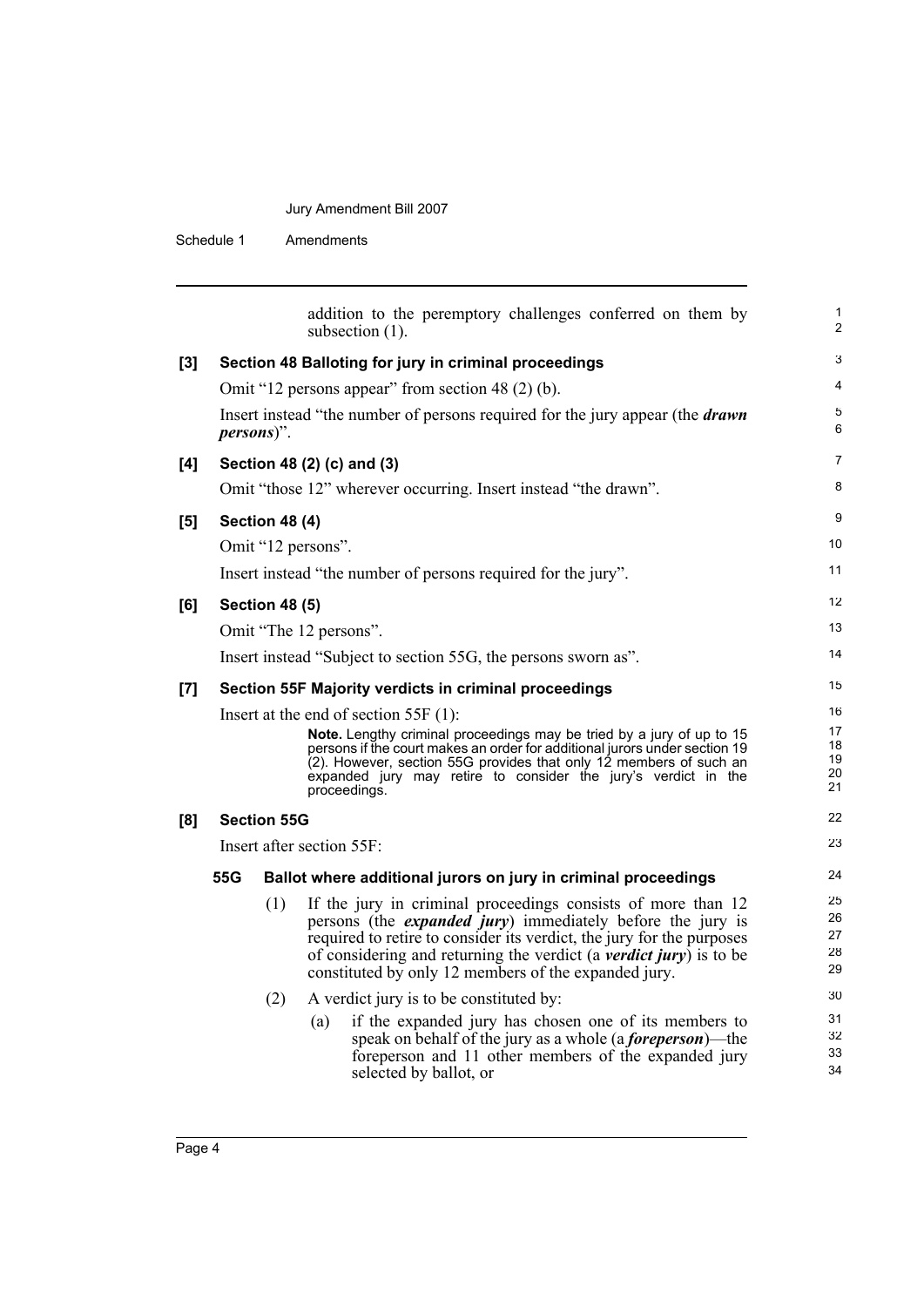addition to the peremptory challenges conferred on them by subsection (1).

**[3] Section 48 Balloting for jury in criminal proceedings**

Omit "12 persons appear" from section 48 (2) (b).

Insert instead "the number of persons required for the jury appear (the ***drawn persons***)".

**[4] Section 48 (2) (c) and (3)**

Omit "those 12" wherever occurring. Insert instead "the drawn".

**[5] Section 48 (4)**

Omit "12 persons".

Insert instead "the number of persons required for the jury".

**[6] Section 48 (5)**

Omit "The 12 persons".

Insert instead "Subject to section 55G, the persons sworn as".

**[7] Section 55F Majority verdicts in criminal proceedings**

Insert at the end of section 55F (1):

> **Note.** Lengthy criminal proceedings may be tried by a jury of up to 15 persons if the court makes an order for additional jurors under section 19 (2). However, section 55G provides that only 12 members of such an expanded jury may retire to consider the jury's verdict in the proceedings.

**[8] Section 55G**

Insert after section 55F:

**55G Ballot where additional jurors on jury in criminal proceedings**

(1) If the jury in criminal proceedings consists of more than 12 persons (the ***expanded jury***) immediately before the jury is required to retire to consider its verdict, the jury for the purposes of considering and returning the verdict (a ***verdict jury***) is to be constituted by only 12 members of the expanded jury.

(2) A verdict jury is to be constituted by:

(a) if the expanded jury has chosen one of its members to speak on behalf of the jury as a whole (a ***foreperson***)—the foreperson and 11 other members of the expanded jury selected by ballot, or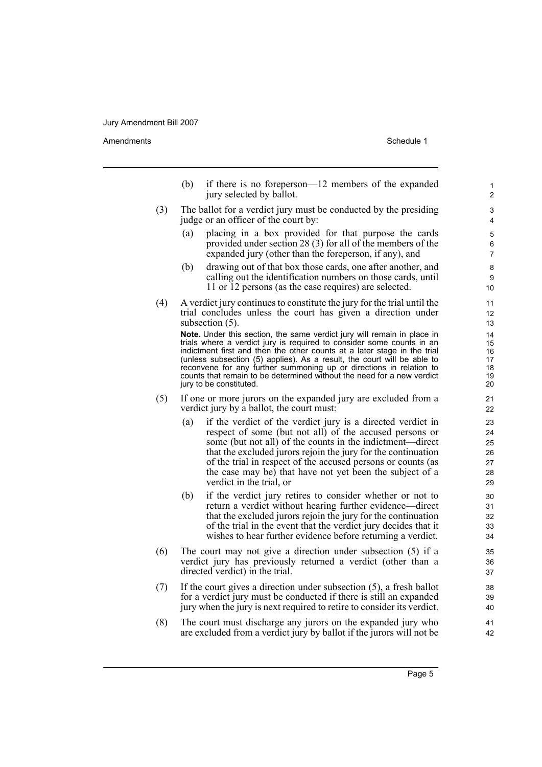(b) if there is no foreperson—12 members of the expanded jury selected by ballot.

(3) The ballot for a verdict jury must be conducted by the presiding judge or an officer of the court by:

(a) placing in a box provided for that purpose the cards provided under section 28 (3) for all of the members of the expanded jury (other than the foreperson, if any), and

(b) drawing out of that box those cards, one after another, and calling out the identification numbers on those cards, until 11 or 12 persons (as the case requires) are selected.

(4) A verdict jury continues to constitute the jury for the trial until the trial concludes unless the court has given a direction under subsection (5).

**Note.** Under this section, the same verdict jury will remain in place in trials where a verdict jury is required to consider some counts in an indictment first and then the other counts at a later stage in the trial (unless subsection (5) applies). As a result, the court will be able to reconvene for any further summoning up or directions in relation to counts that remain to be determined without the need for a new verdict jury to be constituted.

(5) If one or more jurors on the expanded jury are excluded from a verdict jury by a ballot, the court must:

(a) if the verdict of the verdict jury is a directed verdict in respect of some (but not all) of the accused persons or some (but not all) of the counts in the indictment—direct that the excluded jurors rejoin the jury for the continuation of the trial in respect of the accused persons or counts (as the case may be) that have not yet been the subject of a verdict in the trial, or

(b) if the verdict jury retires to consider whether or not to return a verdict without hearing further evidence—direct that the excluded jurors rejoin the jury for the continuation of the trial in the event that the verdict jury decides that it wishes to hear further evidence before returning a verdict.

(6) The court may not give a direction under subsection (5) if a verdict jury has previously returned a verdict (other than a directed verdict) in the trial.

(7) If the court gives a direction under subsection (5), a fresh ballot for a verdict jury must be conducted if there is still an expanded jury when the jury is next required to retire to consider its verdict.

(8) The court must discharge any jurors on the expanded jury who are excluded from a verdict jury by ballot if the jurors will not be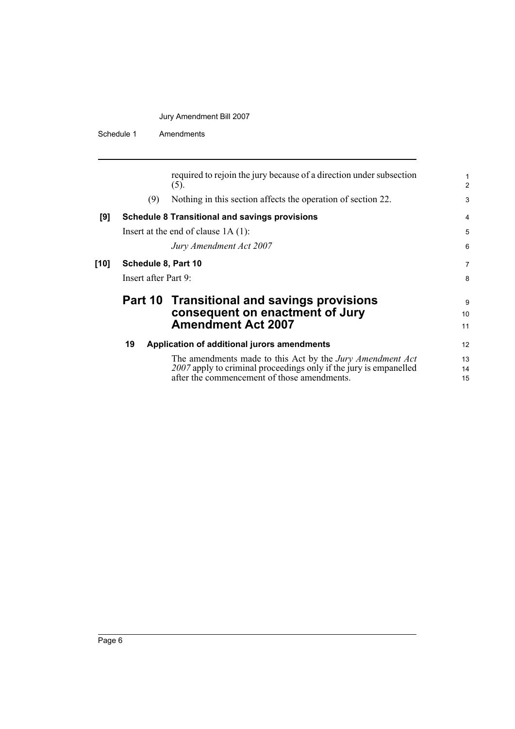required to rejoin the jury because of a direction under subsection (5).

(9) Nothing in this section affects the operation of section 22.

**[9] Schedule 8 Transitional and savings provisions**

Insert at the end of clause 1A (1):

*Jury Amendment Act 2007*

**[10] Schedule 8, Part 10**

Insert after Part 9:

## Part 10 Transitional and savings provisions consequent on enactment of Jury Amendment Act 2007

### 19 Application of additional jurors amendments

The amendments made to this Act by the *Jury Amendment Act 2007* apply to criminal proceedings only if the jury is empanelled after the commencement of those amendments.